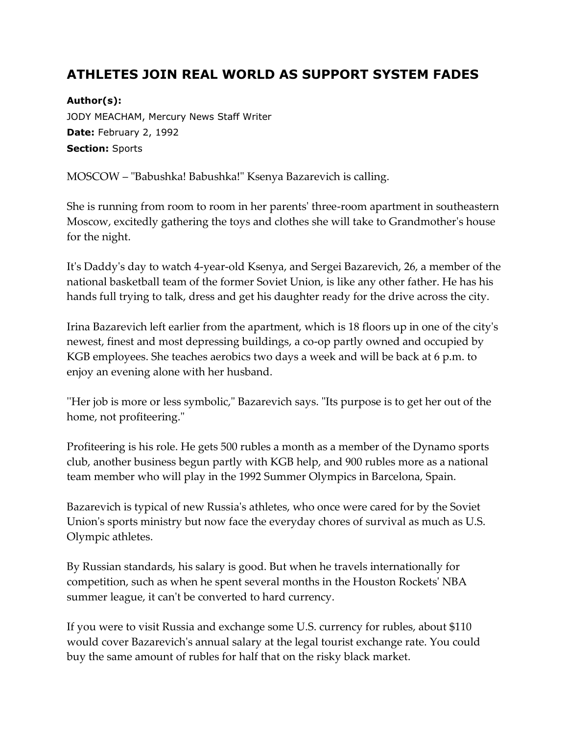## ATHLETES JOIN REAL WORLD AS SUPPORT SYSTEM FADES

**Author(s):**
JODY MEACHAM, Mercury News Staff Writer
**Date:** February 2, 1992
**Section:** Sports

MOSCOW – "Babushka! Babushka!" Ksenya Bazarevich is calling.

She is running from room to room in her parents' three-room apartment in southeastern Moscow, excitedly gathering the toys and clothes she will take to Grandmother's house for the night.

It's Daddy's day to watch 4-year-old Ksenya, and Sergei Bazarevich, 26, a member of the national basketball team of the former Soviet Union, is like any other father. He has his hands full trying to talk, dress and get his daughter ready for the drive across the city.

Irina Bazarevich left earlier from the apartment, which is 18 floors up in one of the city's newest, finest and most depressing buildings, a co-op partly owned and occupied by KGB employees. She teaches aerobics two days a week and will be back at 6 p.m. to enjoy an evening alone with her husband.

"Her job is more or less symbolic," Bazarevich says. "Its purpose is to get her out of the home, not profiteering."

Profiteering is his role. He gets 500 rubles a month as a member of the Dynamo sports club, another business begun partly with KGB help, and 900 rubles more as a national team member who will play in the 1992 Summer Olympics in Barcelona, Spain.

Bazarevich is typical of new Russia's athletes, who once were cared for by the Soviet Union's sports ministry but now face the everyday chores of survival as much as U.S. Olympic athletes.

By Russian standards, his salary is good. But when he travels internationally for competition, such as when he spent several months in the Houston Rockets' NBA summer league, it can't be converted to hard currency.

If you were to visit Russia and exchange some U.S. currency for rubles, about $110 would cover Bazarevich's annual salary at the legal tourist exchange rate. You could buy the same amount of rubles for half that on the risky black market.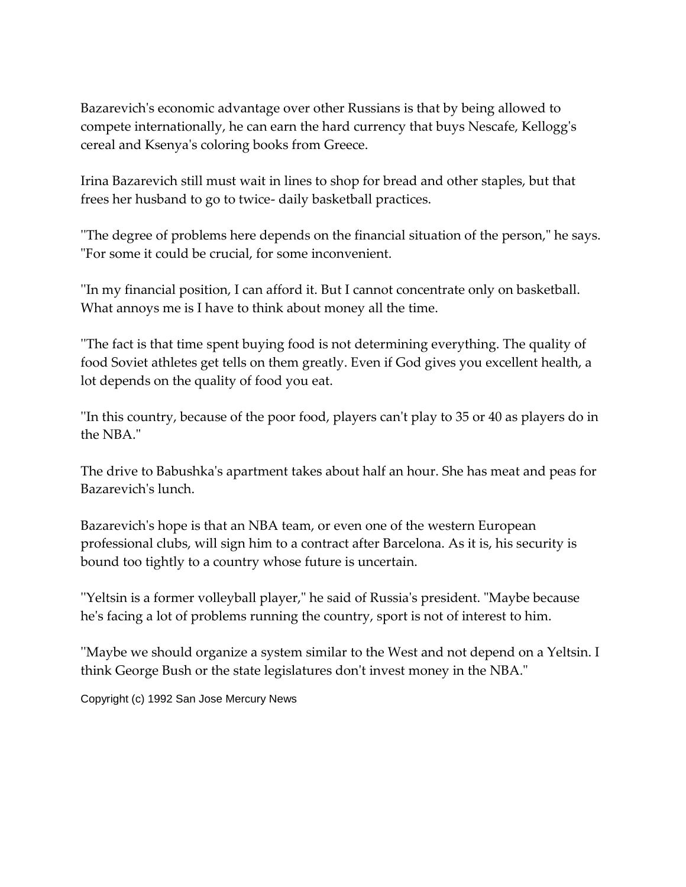Bazarevich's economic advantage over other Russians is that by being allowed to compete internationally, he can earn the hard currency that buys Nescafe, Kellogg's cereal and Ksenya's coloring books from Greece.

Irina Bazarevich still must wait in lines to shop for bread and other staples, but that frees her husband to go to twice- daily basketball practices.

''The degree of problems here depends on the financial situation of the person,'' he says. ''For some it could be crucial, for some inconvenient.

''In my financial position, I can afford it. But I cannot concentrate only on basketball. What annoys me is I have to think about money all the time.

''The fact is that time spent buying food is not determining everything. The quality of food Soviet athletes get tells on them greatly. Even if God gives you excellent health, a lot depends on the quality of food you eat.

''In this country, because of the poor food, players can't play to 35 or 40 as players do in the NBA.''

The drive to Babushka's apartment takes about half an hour. She has meat and peas for Bazarevich's lunch.

Bazarevich's hope is that an NBA team, or even one of the western European professional clubs, will sign him to a contract after Barcelona. As it is, his security is bound too tightly to a country whose future is uncertain.

''Yeltsin is a former volleyball player,'' he said of Russia's president. ''Maybe because he's facing a lot of problems running the country, sport is not of interest to him.

''Maybe we should organize a system similar to the West and not depend on a Yeltsin. I think George Bush or the state legislatures don't invest money in the NBA.''

Copyright (c) 1992 San Jose Mercury News